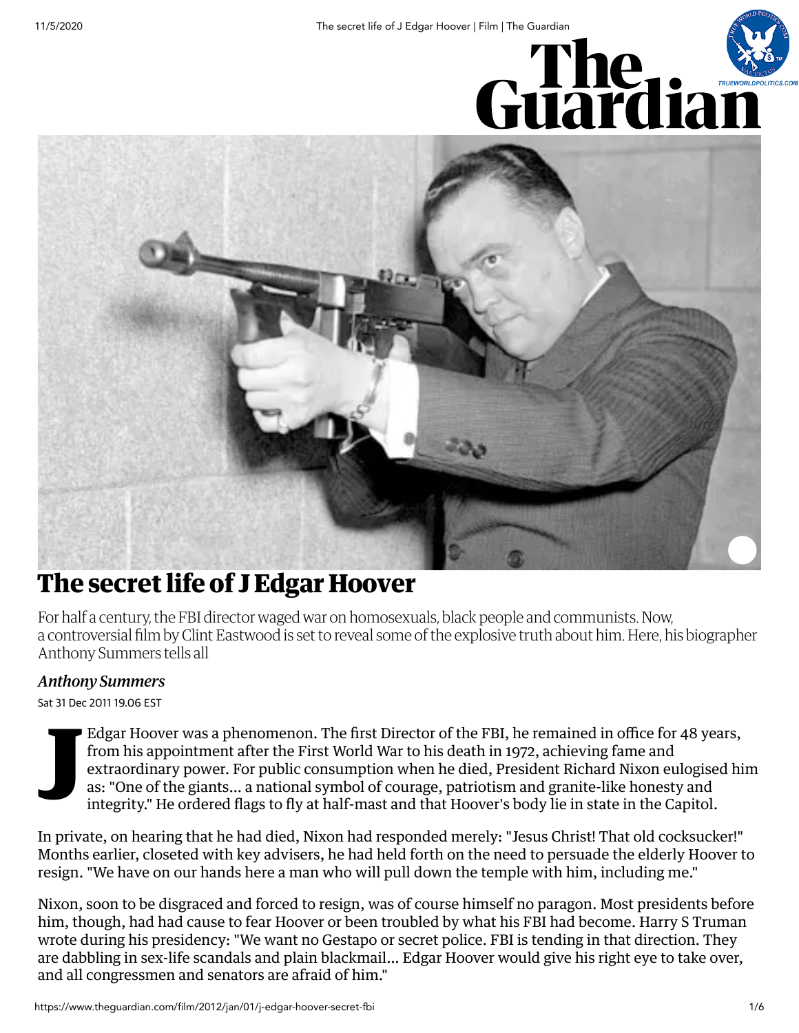# The secret life of J Edgar Hoover

For half a century, the FBI director waged war on homosexuals, black people and communists. Now, a controversial film by Clint Eastwood is set to reveal some of the explosive truth about him. Here, his biographer Anthony Summers tells all

***Anthony Summers***

Sat 31 Dec 2011 19.06 EST

J Edgar Hoover was a phenomenon. The first Director of the FBI, he remained in office for 48 years, from his appointment after the First World War to his death in 1972, achieving fame and extraordinary power. For public consumption when he died, President Richard Nixon eulogised him as: "One of the giants... a national symbol of courage, patriotism and granite-like honesty and integrity." He ordered flags to fly at half-mast and that Hoover's body lie in state in the Capitol.

In private, on hearing that he had died, Nixon had responded merely: "Jesus Christ! That old cocksucker!" Months earlier, closeted with key advisers, he had held forth on the need to persuade the elderly Hoover to resign. "We have on our hands here a man who will pull down the temple with him, including me."

Nixon, soon to be disgraced and forced to resign, was of course himself no paragon. Most presidents before him, though, had had cause to fear Hoover or been troubled by what his FBI had become. Harry S Truman wrote during his presidency: "We want no Gestapo or secret police. FBI is tending in that direction. They are dabbling in sex-life scandals and plain blackmail... Edgar Hoover would give his right eye to take over, and all congressmen and senators are afraid of him."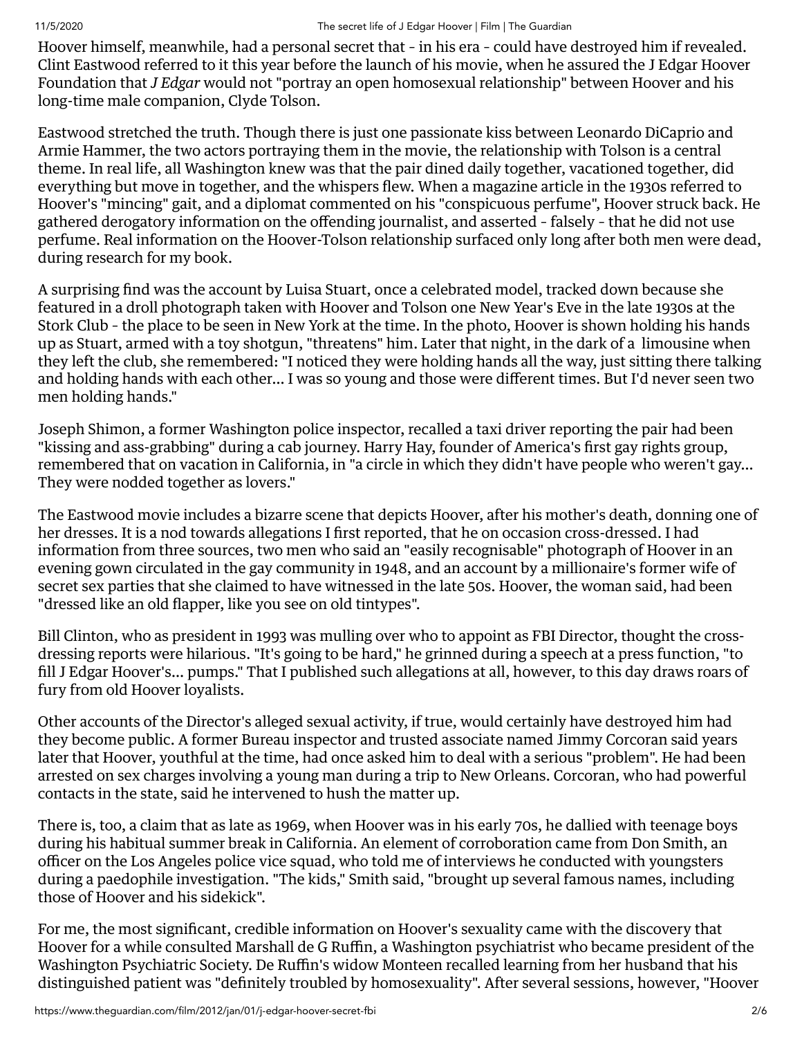Hoover himself, meanwhile, had a personal secret that - in his era - could have destroyed him if revealed. Clint Eastwood referred to it this year before the launch of his movie, when he assured the J Edgar Hoover Foundation that *J Edgar* would not "portray an open homosexual relationship" between Hoover and his long-time male companion, Clyde Tolson.

Eastwood stretched the truth. Though there is just one passionate kiss between Leonardo DiCaprio and Armie Hammer, the two actors portraying them in the movie, the relationship with Tolson is a central theme. In real life, all Washington knew was that the pair dined daily together, vacationed together, did everything but move in together, and the whispers flew. When a magazine article in the 1930s referred to Hoover's "mincing" gait, and a diplomat commented on his "conspicuous perfume", Hoover struck back. He gathered derogatory information on the offending journalist, and asserted - falsely - that he did not use perfume. Real information on the Hoover-Tolson relationship surfaced only long after both men were dead, during research for my book.

A surprising find was the account by Luisa Stuart, once a celebrated model, tracked down because she featured in a droll photograph taken with Hoover and Tolson one New Year's Eve in the late 1930s at the Stork Club - the place to be seen in New York at the time. In the photo, Hoover is shown holding his hands up as Stuart, armed with a toy shotgun, "threatens" him. Later that night, in the dark of a limousine when they left the club, she remembered: "I noticed they were holding hands all the way, just sitting there talking and holding hands with each other... I was so young and those were different times. But I'd never seen two men holding hands."

Joseph Shimon, a former Washington police inspector, recalled a taxi driver reporting the pair had been "kissing and ass-grabbing" during a cab journey. Harry Hay, founder of America's first gay rights group, remembered that on vacation in California, in "a circle in which they didn't have people who weren't gay... They were nodded together as lovers."

The Eastwood movie includes a bizarre scene that depicts Hoover, after his mother's death, donning one of her dresses. It is a nod towards allegations I first reported, that he on occasion cross-dressed. I had information from three sources, two men who said an "easily recognisable" photograph of Hoover in an evening gown circulated in the gay community in 1948, and an account by a millionaire's former wife of secret sex parties that she claimed to have witnessed in the late 50s. Hoover, the woman said, had been "dressed like an old flapper, like you see on old tintypes".

Bill Clinton, who as president in 1993 was mulling over who to appoint as FBI Director, thought the cross-dressing reports were hilarious. "It's going to be hard," he grinned during a speech at a press function, "to fill J Edgar Hoover's... pumps." That I published such allegations at all, however, to this day draws roars of fury from old Hoover loyalists.

Other accounts of the Director's alleged sexual activity, if true, would certainly have destroyed him had they become public. A former Bureau inspector and trusted associate named Jimmy Corcoran said years later that Hoover, youthful at the time, had once asked him to deal with a serious "problem". He had been arrested on sex charges involving a young man during a trip to New Orleans. Corcoran, who had powerful contacts in the state, said he intervened to hush the matter up.

There is, too, a claim that as late as 1969, when Hoover was in his early 70s, he dallied with teenage boys during his habitual summer break in California. An element of corroboration came from Don Smith, an officer on the Los Angeles police vice squad, who told me of interviews he conducted with youngsters during a paedophile investigation. "The kids," Smith said, "brought up several famous names, including those of Hoover and his sidekick".

For me, the most significant, credible information on Hoover's sexuality came with the discovery that Hoover for a while consulted Marshall de G Ruffin, a Washington psychiatrist who became president of the Washington Psychiatric Society. De Ruffin's widow Monteen recalled learning from her husband that his distinguished patient was "definitely troubled by homosexuality". After several sessions, however, "Hoover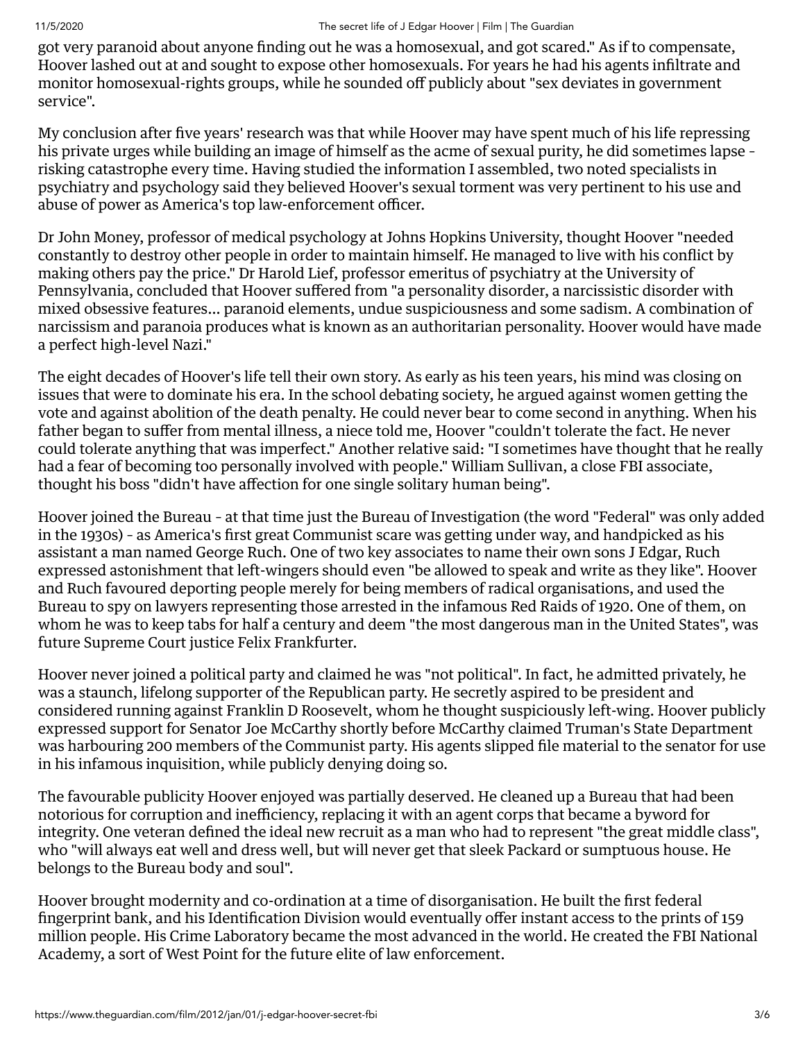got very paranoid about anyone finding out he was a homosexual, and got scared." As if to compensate, Hoover lashed out at and sought to expose other homosexuals. For years he had his agents infiltrate and monitor homosexual-rights groups, while he sounded off publicly about "sex deviates in government service".

My conclusion after five years' research was that while Hoover may have spent much of his life repressing his private urges while building an image of himself as the acme of sexual purity, he did sometimes lapse - risking catastrophe every time. Having studied the information I assembled, two noted specialists in psychiatry and psychology said they believed Hoover's sexual torment was very pertinent to his use and abuse of power as America's top law-enforcement officer.

Dr John Money, professor of medical psychology at Johns Hopkins University, thought Hoover "needed constantly to destroy other people in order to maintain himself. He managed to live with his conflict by making others pay the price." Dr Harold Lief, professor emeritus of psychiatry at the University of Pennsylvania, concluded that Hoover suffered from "a personality disorder, a narcissistic disorder with mixed obsessive features... paranoid elements, undue suspiciousness and some sadism. A combination of narcissism and paranoia produces what is known as an authoritarian personality. Hoover would have made a perfect high-level Nazi."

The eight decades of Hoover's life tell their own story. As early as his teen years, his mind was closing on issues that were to dominate his era. In the school debating society, he argued against women getting the vote and against abolition of the death penalty. He could never bear to come second in anything. When his father began to suffer from mental illness, a niece told me, Hoover "couldn't tolerate the fact. He never could tolerate anything that was imperfect." Another relative said: "I sometimes have thought that he really had a fear of becoming too personally involved with people." William Sullivan, a close FBI associate, thought his boss "didn't have affection for one single solitary human being".

Hoover joined the Bureau - at that time just the Bureau of Investigation (the word "Federal" was only added in the 1930s) - as America's first great Communist scare was getting under way, and handpicked as his assistant a man named George Ruch. One of two key associates to name their own sons J Edgar, Ruch expressed astonishment that left-wingers should even "be allowed to speak and write as they like". Hoover and Ruch favoured deporting people merely for being members of radical organisations, and used the Bureau to spy on lawyers representing those arrested in the infamous Red Raids of 1920. One of them, on whom he was to keep tabs for half a century and deem "the most dangerous man in the United States", was future Supreme Court justice Felix Frankfurter.

Hoover never joined a political party and claimed he was "not political". In fact, he admitted privately, he was a staunch, lifelong supporter of the Republican party. He secretly aspired to be president and considered running against Franklin D Roosevelt, whom he thought suspiciously left-wing. Hoover publicly expressed support for Senator Joe McCarthy shortly before McCarthy claimed Truman's State Department was harbouring 200 members of the Communist party. His agents slipped file material to the senator for use in his infamous inquisition, while publicly denying doing so.

The favourable publicity Hoover enjoyed was partially deserved. He cleaned up a Bureau that had been notorious for corruption and inefficiency, replacing it with an agent corps that became a byword for integrity. One veteran defined the ideal new recruit as a man who had to represent "the great middle class", who "will always eat well and dress well, but will never get that sleek Packard or sumptuous house. He belongs to the Bureau body and soul".

Hoover brought modernity and co-ordination at a time of disorganisation. He built the first federal fingerprint bank, and his Identification Division would eventually offer instant access to the prints of 159 million people. His Crime Laboratory became the most advanced in the world. He created the FBI National Academy, a sort of West Point for the future elite of law enforcement.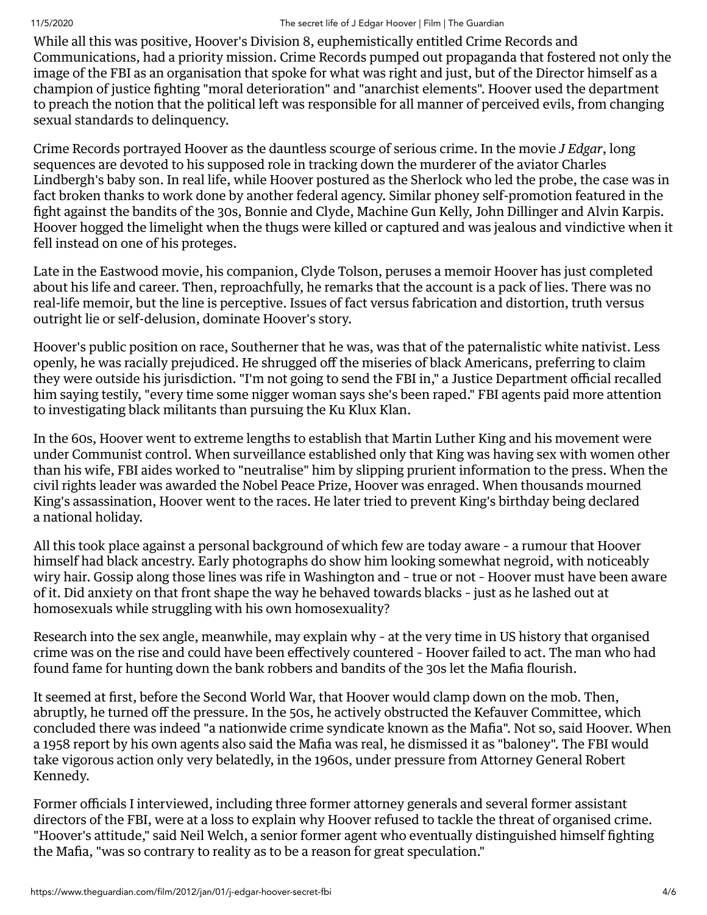While all this was positive, Hoover's Division 8, euphemistically entitled Crime Records and Communications, had a priority mission. Crime Records pumped out propaganda that fostered not only the image of the FBI as an organisation that spoke for what was right and just, but of the Director himself as a champion of justice fighting "moral deterioration" and "anarchist elements". Hoover used the department to preach the notion that the political left was responsible for all manner of perceived evils, from changing sexual standards to delinquency.

Crime Records portrayed Hoover as the dauntless scourge of serious crime. In the movie *J Edgar*, long sequences are devoted to his supposed role in tracking down the murderer of the aviator Charles Lindbergh's baby son. In real life, while Hoover postured as the Sherlock who led the probe, the case was in fact broken thanks to work done by another federal agency. Similar phoney self-promotion featured in the fight against the bandits of the 30s, Bonnie and Clyde, Machine Gun Kelly, John Dillinger and Alvin Karpis. Hoover hogged the limelight when the thugs were killed or captured and was jealous and vindictive when it fell instead on one of his proteges.

Late in the Eastwood movie, his companion, Clyde Tolson, peruses a memoir Hoover has just completed about his life and career. Then, reproachfully, he remarks that the account is a pack of lies. There was no real-life memoir, but the line is perceptive. Issues of fact versus fabrication and distortion, truth versus outright lie or self-delusion, dominate Hoover's story.

Hoover's public position on race, Southerner that he was, was that of the paternalistic white nativist. Less openly, he was racially prejudiced. He shrugged off the miseries of black Americans, preferring to claim they were outside his jurisdiction. "I'm not going to send the FBI in," a Justice Department official recalled him saying testily, "every time some nigger woman says she's been raped." FBI agents paid more attention to investigating black militants than pursuing the Ku Klux Klan.

In the 60s, Hoover went to extreme lengths to establish that Martin Luther King and his movement were under Communist control. When surveillance established only that King was having sex with women other than his wife, FBI aides worked to "neutralise" him by slipping prurient information to the press. When the civil rights leader was awarded the Nobel Peace Prize, Hoover was enraged. When thousands mourned King's assassination, Hoover went to the races. He later tried to prevent King's birthday being declared a national holiday.

All this took place against a personal background of which few are today aware - a rumour that Hoover himself had black ancestry. Early photographs do show him looking somewhat negroid, with noticeably wiry hair. Gossip along those lines was rife in Washington and - true or not - Hoover must have been aware of it. Did anxiety on that front shape the way he behaved towards blacks - just as he lashed out at homosexuals while struggling with his own homosexuality?

Research into the sex angle, meanwhile, may explain why - at the very time in US history that organised crime was on the rise and could have been effectively countered - Hoover failed to act. The man who had found fame for hunting down the bank robbers and bandits of the 30s let the Mafia flourish.

It seemed at first, before the Second World War, that Hoover would clamp down on the mob. Then, abruptly, he turned off the pressure. In the 50s, he actively obstructed the Kefauver Committee, which concluded there was indeed "a nationwide crime syndicate known as the Mafia". Not so, said Hoover. When a 1958 report by his own agents also said the Mafia was real, he dismissed it as "baloney". The FBI would take vigorous action only very belatedly, in the 1960s, under pressure from Attorney General Robert Kennedy.

Former officials I interviewed, including three former attorney generals and several former assistant directors of the FBI, were at a loss to explain why Hoover refused to tackle the threat of organised crime. "Hoover's attitude," said Neil Welch, a senior former agent who eventually distinguished himself fighting the Mafia, "was so contrary to reality as to be a reason for great speculation."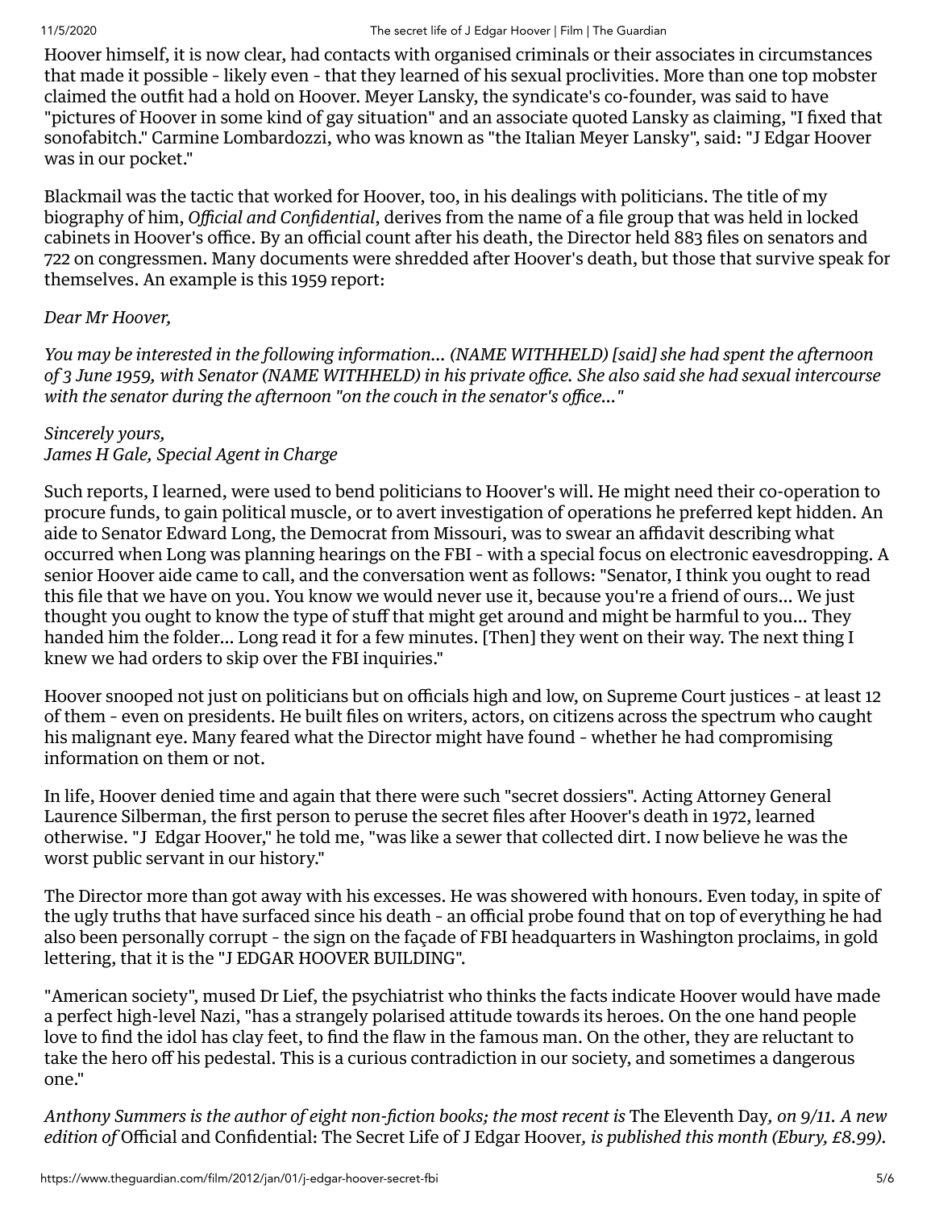Hoover himself, it is now clear, had contacts with organised criminals or their associates in circumstances that made it possible - likely even - that they learned of his sexual proclivities. More than one top mobster claimed the outfit had a hold on Hoover. Meyer Lansky, the syndicate's co-founder, was said to have "pictures of Hoover in some kind of gay situation" and an associate quoted Lansky as claiming, "I fixed that sonofabitch." Carmine Lombardozzi, who was known as "the Italian Meyer Lansky", said: "J Edgar Hoover was in our pocket."

Blackmail was the tactic that worked for Hoover, too, in his dealings with politicians. The title of my biography of him, *Official and Confidential*, derives from the name of a file group that was held in locked cabinets in Hoover's office. By an official count after his death, the Director held 883 files on senators and 722 on congressmen. Many documents were shredded after Hoover's death, but those that survive speak for themselves. An example is this 1959 report:

*Dear Mr Hoover,*

*You may be interested in the following information... (NAME WITHHELD) [said] she had spent the afternoon of 3 June 1959, with Senator (NAME WITHHELD) in his private office. She also said she had sexual intercourse with the senator during the afternoon "on the couch in the senator's office..."*

*Sincerely yours,*
*James H Gale, Special Agent in Charge*

Such reports, I learned, were used to bend politicians to Hoover's will. He might need their co-operation to procure funds, to gain political muscle, or to avert investigation of operations he preferred kept hidden. An aide to Senator Edward Long, the Democrat from Missouri, was to swear an affidavit describing what occurred when Long was planning hearings on the FBI - with a special focus on electronic eavesdropping. A senior Hoover aide came to call, and the conversation went as follows: "Senator, I think you ought to read this file that we have on you. You know we would never use it, because you're a friend of ours... We just thought you ought to know the type of stuff that might get around and might be harmful to you... They handed him the folder... Long read it for a few minutes. [Then] they went on their way. The next thing I knew we had orders to skip over the FBI inquiries."

Hoover snooped not just on politicians but on officials high and low, on Supreme Court justices - at least 12 of them - even on presidents. He built files on writers, actors, on citizens across the spectrum who caught his malignant eye. Many feared what the Director might have found - whether he had compromising information on them or not.

In life, Hoover denied time and again that there were such "secret dossiers". Acting Attorney General Laurence Silberman, the first person to peruse the secret files after Hoover's death in 1972, learned otherwise. "J Edgar Hoover," he told me, "was like a sewer that collected dirt. I now believe he was the worst public servant in our history."

The Director more than got away with his excesses. He was showered with honours. Even today, in spite of the ugly truths that have surfaced since his death - an official probe found that on top of everything he had also been personally corrupt - the sign on the façade of FBI headquarters in Washington proclaims, in gold lettering, that it is the "J EDGAR HOOVER BUILDING".

"American society", mused Dr Lief, the psychiatrist who thinks the facts indicate Hoover would have made a perfect high-level Nazi, "has a strangely polarised attitude towards its heroes. On the one hand people love to find the idol has clay feet, to find the flaw in the famous man. On the other, they are reluctant to take the hero off his pedestal. This is a curious contradiction in our society, and sometimes a dangerous one."

*Anthony Summers is the author of eight non-fiction books; the most recent is* The Eleventh Day*, on 9/11. A new edition of* Official and Confidential: The Secret Life of J Edgar Hoover*, is published this month (Ebury, £8.99).*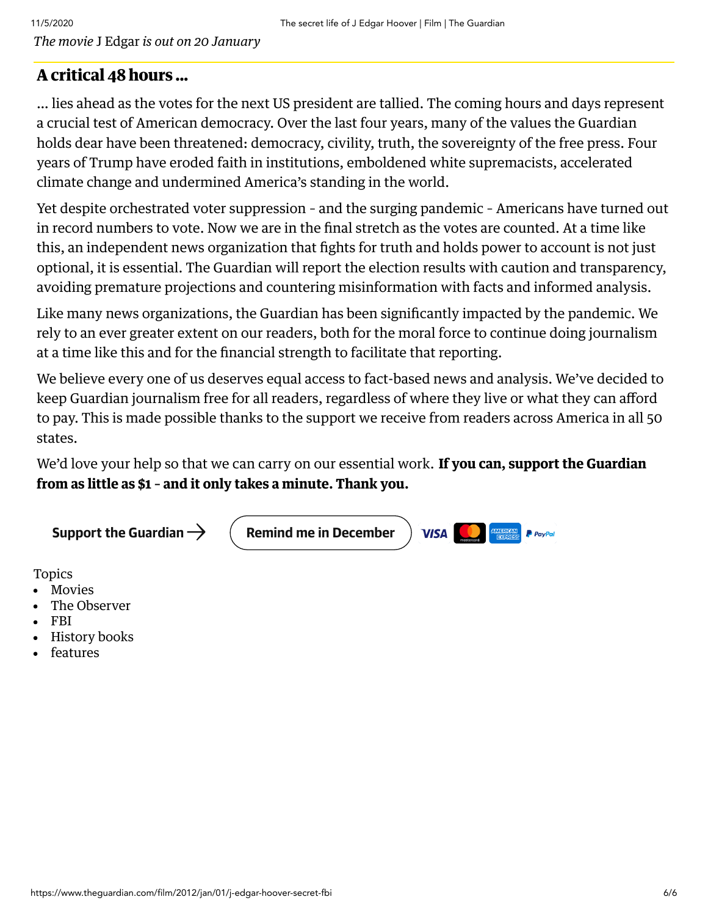*The movie* J Edgar *is out on 20 January*

## A critical 48 hours ...

... lies ahead as the votes for the next US president are tallied. The coming hours and days represent a crucial test of American democracy. Over the last four years, many of the values the Guardian holds dear have been threatened: democracy, civility, truth, the sovereignty of the free press. Four years of Trump have eroded faith in institutions, emboldened white supremacists, accelerated climate change and undermined America's standing in the world.

Yet despite orchestrated voter suppression – and the surging pandemic – Americans have turned out in record numbers to vote. Now we are in the final stretch as the votes are counted. At a time like this, an independent news organization that fights for truth and holds power to account is not just optional, it is essential. The Guardian will report the election results with caution and transparency, avoiding premature projections and countering misinformation with facts and informed analysis.

Like many news organizations, the Guardian has been significantly impacted by the pandemic. We rely to an ever greater extent on our readers, both for the moral force to continue doing journalism at a time like this and for the financial strength to facilitate that reporting.

We believe every one of us deserves equal access to fact-based news and analysis. We've decided to keep Guardian journalism free for all readers, regardless of where they live or what they can afford to pay. This is made possible thanks to the support we receive from readers across America in all 50 states.

We'd love your help so that we can carry on our essential work. **If you can, support the Guardian from as little as $1 – and it only takes a minute. Thank you.**

**Support the Guardian →** **Remind me in December**

Topics

- Movies
- The Observer
- FBI
- History books
- features